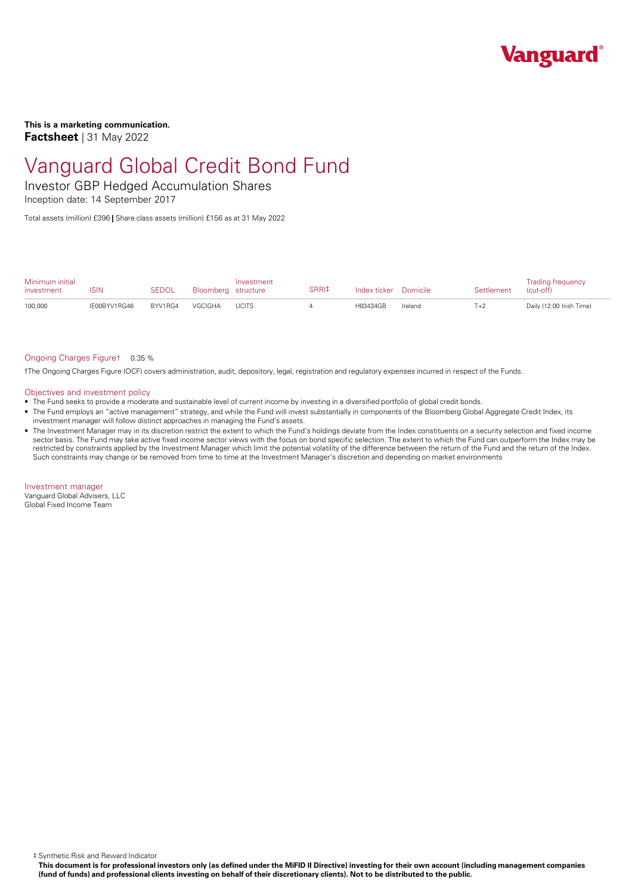**This is a marketing communication.**

**Factsheet** | 31 May 2022

# Vanguard Global Credit Bond Fund

## Investor GBP Hedged Accumulation Shares

Inception date: 14 September 2017

Total assets (million) £396 | Share class assets (million) £156 as at 31 May 2022

| Minimum initial investment | ISIN | SEDOL | Bloomberg | Investment structure | SRRI‡ | Index ticker | Domicile | Settlement | Trading frequency (cut-off) |
|---|---|---|---|---|---|---|---|---|---|
| 100,000 | IE00BYV1RG46 | BYV1RG4 | VGCIGHA | UCITS | 4 | H03434GB | Ireland | T+2 | Daily (12:00 Irish Time) |

Ongoing Charges Figure† 0.35 %

†The Ongoing Charges Figure (OCF) covers administration, audit, depository, legal, registration and regulatory expenses incurred in respect of the Funds.

### Objectives and investment policy

- The Fund seeks to provide a moderate and sustainable level of current income by investing in a diversified portfolio of global credit bonds.
- The Fund employs an "active management" strategy, and while the Fund will invest substantially in components of the Bloomberg Global Aggregate Credit Index, its investment manager will follow distinct approaches in managing the Fund's assets.
- The Investment Manager may in its discretion restrict the extent to which the Fund's holdings deviate from the Index constituents on a security selection and fixed income sector basis. The Fund may take active fixed income sector views with the focus on bond specific selection. The extent to which the Fund can outperform the Index may be restricted by constraints applied by the Investment Manager which limit the potential volatility of the difference between the return of the Fund and the return of the Index. Such constraints may change or be removed from time to time at the Investment Manager's discretion and depending on market environments

### Investment manager

Vanguard Global Advisers, LLC
Global Fixed Income Team

‡ Synthetic Risk and Reward Indicator

**This document is for professional investors only (as defined under the MiFID II Directive) investing for their own account (including management companies (fund of funds) and professional clients investing on behalf of their discretionary clients). Not to be distributed to the public.**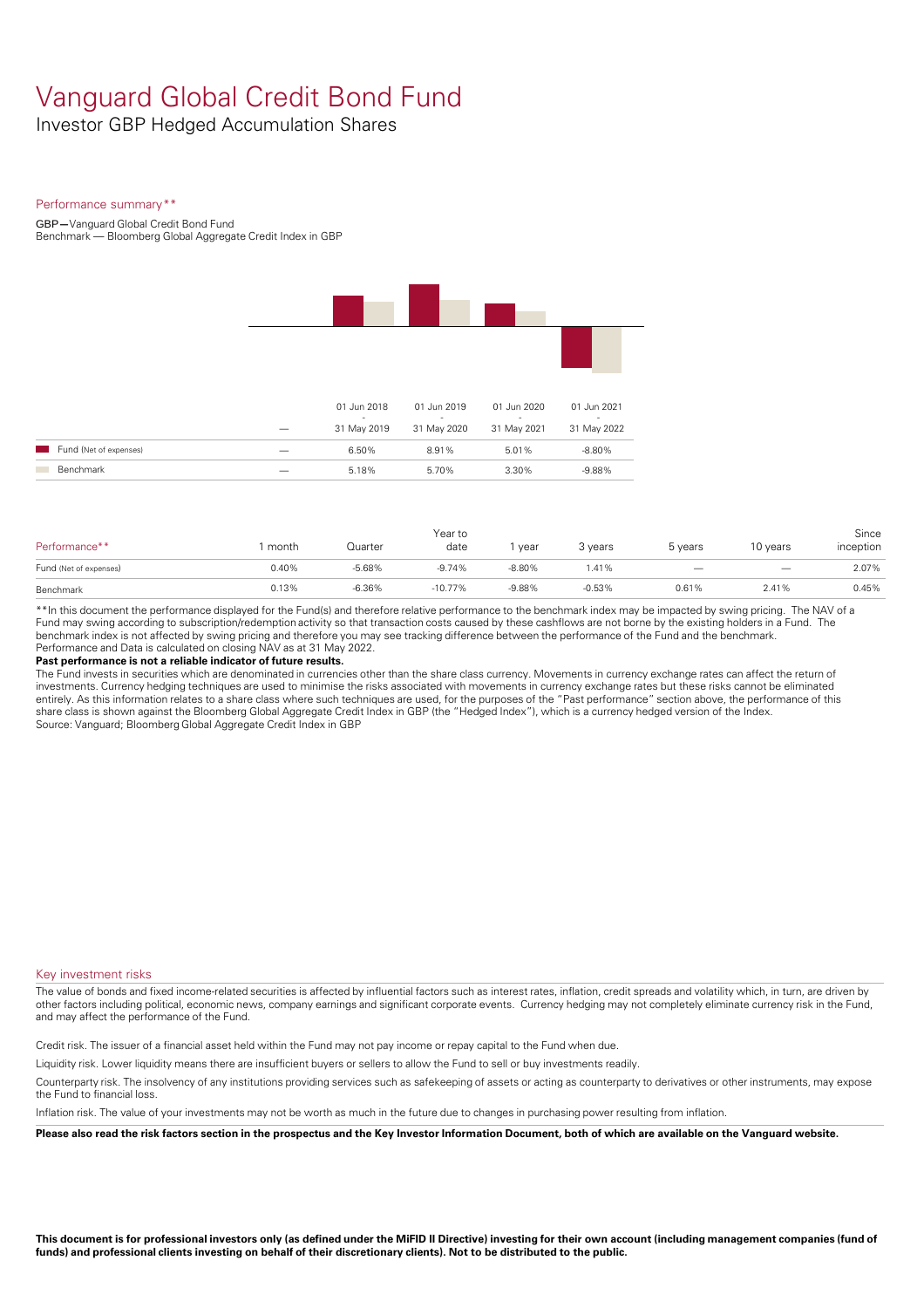# Vanguard Global Credit Bond Fund

Investor GBP Hedged Accumulation Shares

## Performance summary**

GBP—Vanguard Global Credit Bond Fund
Benchmark — Bloomberg Global Aggregate Credit Index in GBP

| | — | 01 Jun 2018 - 31 May 2019 | 01 Jun 2019 - 31 May 2020 | 01 Jun 2020 - 31 May 2021 | 01 Jun 2021 - 31 May 2022 |
|---|---|---|---|---|---|
| Fund (Net of expenses) | — | 6.50% | 8.91% | 5.01% | -8.80% |
| Benchmark | — | 5.18% | 5.70% | 3.30% | -9.88% |

| Performance** | 1 month | Quarter | Year to date | 1 year | 3 years | 5 years | 10 years | Since inception |
|---|---|---|---|---|---|---|---|---|
| Fund (Net of expenses) | 0.40% | -5.68% | -9.74% | -8.80% | 1.41% | — | — | 2.07% |
| Benchmark | 0.13% | -6.36% | -10.77% | -9.88% | -0.53% | 0.61% | 2.41% | 0.45% |

**In this document the performance displayed for the Fund(s) and therefore relative performance to the benchmark index may be impacted by swing pricing. The NAV of a Fund may swing according to subscription/redemption activity so that transaction costs caused by these cashflows are not borne by the existing holders in a Fund. The benchmark index is not affected by swing pricing and therefore you may see tracking difference between the performance of the Fund and the benchmark.
Performance and Data is calculated on closing NAV as at 31 May 2022.

**Past performance is not a reliable indicator of future results.**

The Fund invests in securities which are denominated in currencies other than the share class currency. Movements in currency exchange rates can affect the return of investments. Currency hedging techniques are used to minimise the risks associated with movements in currency exchange rates but these risks cannot be eliminated entirely. As this information relates to a share class where such techniques are used, for the purposes of the "Past performance" section above, the performance of this share class is shown against the Bloomberg Global Aggregate Credit Index in GBP (the "Hedged Index"), which is a currency hedged version of the Index.
Source: Vanguard; Bloomberg Global Aggregate Credit Index in GBP

## Key investment risks

The value of bonds and fixed income-related securities is affected by influential factors such as interest rates, inflation, credit spreads and volatility which, in turn, are driven by other factors including political, economic news, company earnings and significant corporate events. Currency hedging may not completely eliminate currency risk in the Fund, and may affect the performance of the Fund.

Credit risk. The issuer of a financial asset held within the Fund may not pay income or repay capital to the Fund when due.

Liquidity risk. Lower liquidity means there are insufficient buyers or sellers to allow the Fund to sell or buy investments readily.

Counterparty risk. The insolvency of any institutions providing services such as safekeeping of assets or acting as counterparty to derivatives or other instruments, may expose the Fund to financial loss.

Inflation risk. The value of your investments may not be worth as much in the future due to changes in purchasing power resulting from inflation.

**Please also read the risk factors section in the prospectus and the Key Investor Information Document, both of which are available on the Vanguard website.**

**This document is for professional investors only (as defined under the MiFID II Directive) investing for their own account (including management companies (fund of funds) and professional clients investing on behalf of their discretionary clients). Not to be distributed to the public.**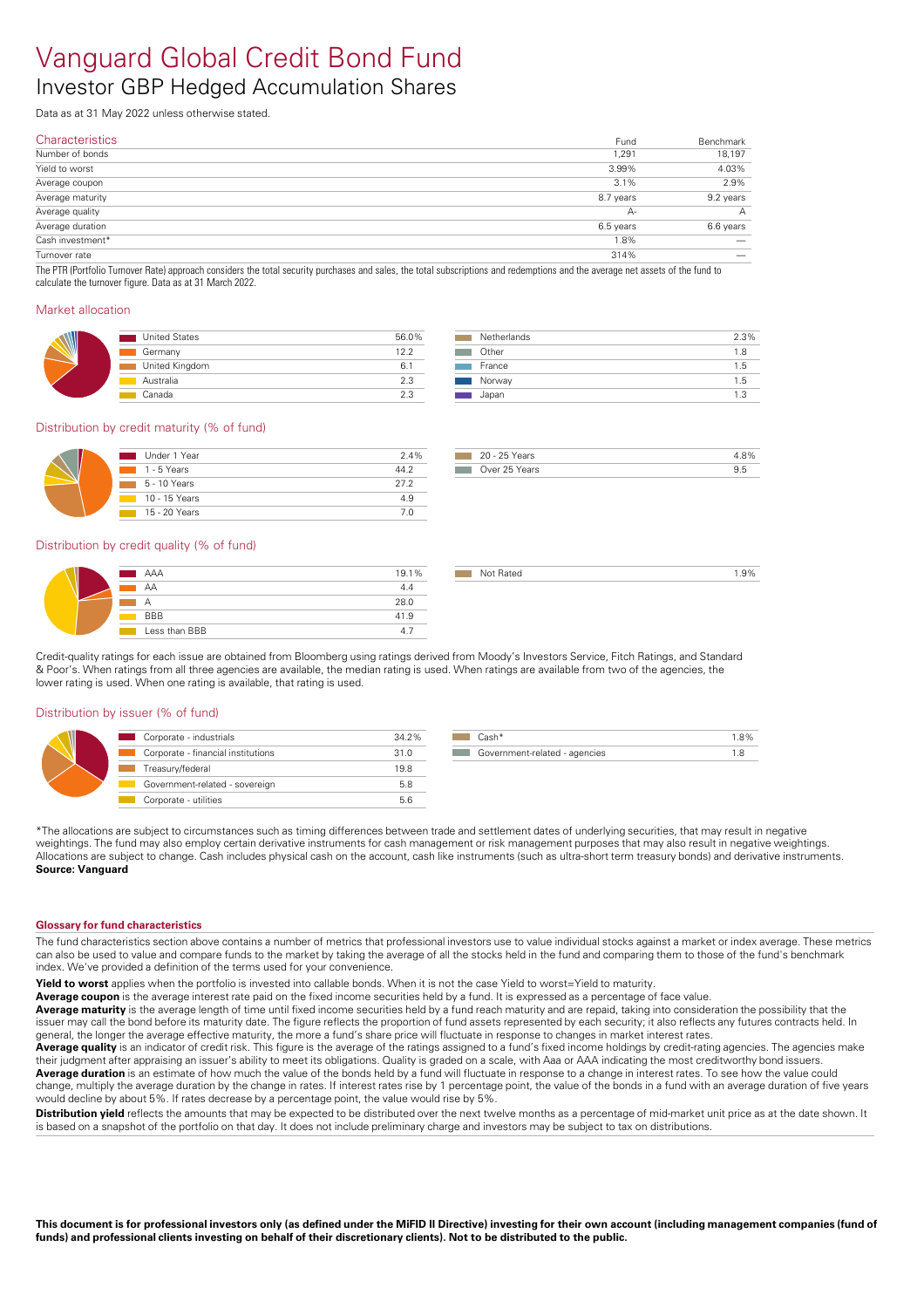# Vanguard Global Credit Bond Fund

## Investor GBP Hedged Accumulation Shares

Data as at 31 May 2022 unless otherwise stated.

## Characteristics

| Characteristics | Fund | Benchmark |
|---|---|---|
| Number of bonds | 1,291 | 18,197 |
| Yield to worst | 3.99% | 4.03% |
| Average coupon | 3.1% | 2.9% |
| Average maturity | 8.7 years | 9.2 years |
| Average quality | A- | A |
| Average duration | 6.5 years | 6.6 years |
| Cash investment* | 1.8% | — |
| Turnover rate | 314% | — |

The PTR (Portfolio Turnover Rate) approach considers the total security purchases and sales, the total subscriptions and redemptions and the average net assets of the fund to calculate the turnover figure. Data as at 31 March 2022.

## Market allocation

| Market | % |
|---|---|
| United States | 56.0% |
| Germany | 12.2 |
| United Kingdom | 6.1 |
| Australia | 2.3 |
| Canada | 2.3 |
| Netherlands | 2.3% |
| Other | 1.8 |
| France | 1.5 |
| Norway | 1.5 |
| Japan | 1.3 |

## Distribution by credit maturity (% of fund)

| Maturity | % |
|---|---|
| Under 1 Year | 2.4% |
| 1 - 5 Years | 44.2 |
| 5 - 10 Years | 27.2 |
| 10 - 15 Years | 4.9 |
| 15 - 20 Years | 7.0 |
| 20 - 25 Years | 4.8% |
| Over 25 Years | 9.5 |

## Distribution by credit quality (% of fund)

| Quality | % |
|---|---|
| AAA | 19.1% |
| AA | 4.4 |
| A | 28.0 |
| BBB | 41.9 |
| Less than BBB | 4.7 |
| Not Rated | 1.9% |

Credit-quality ratings for each issue are obtained from Bloomberg using ratings derived from Moody's Investors Service, Fitch Ratings, and Standard & Poor's. When ratings from all three agencies are available, the median rating is used. When ratings are available from two of the agencies, the lower rating is used. When one rating is available, that rating is used.

## Distribution by issuer (% of fund)

| Issuer | % |
|---|---|
| Corporate - industrials | 34.2% |
| Corporate - financial institutions | 31.0 |
| Treasury/federal | 19.8 |
| Government-related - sovereign | 5.8 |
| Corporate - utilities | 5.6 |
| Cash* | 1.8% |
| Government-related - agencies | 1.8 |

*The allocations are subject to circumstances such as timing differences between trade and settlement dates of underlying securities, that may result in negative weightings. The fund may also employ certain derivative instruments for cash management or risk management purposes that may also result in negative weightings. Allocations are subject to change. Cash includes physical cash on the account, cash like instruments (such as ultra-short term treasury bonds) and derivative instruments.
**Source: Vanguard**

### Glossary for fund characteristics

The fund characteristics section above contains a number of metrics that professional investors use to value individual stocks against a market or index average. These metrics can also be used to value and compare funds to the market by taking the average of all the stocks held in the fund and comparing them to those of the fund's benchmark index. We've provided a definition of the terms used for your convenience.

**Yield to worst** applies when the portfolio is invested into callable bonds. When it is not the case Yield to worst=Yield to maturity.

**Average coupon** is the average interest rate paid on the fixed income securities held by a fund. It is expressed as a percentage of face value.

**Average maturity** is the average length of time until fixed income securities held by a fund reach maturity and are repaid, taking into consideration the possibility that the issuer may call the bond before its maturity date. The figure reflects the proportion of fund assets represented by each security; it also reflects any futures contracts held. In general, the longer the average effective maturity, the more a fund's share price will fluctuate in response to changes in market interest rates.

**Average quality** is an indicator of credit risk. This figure is the average of the ratings assigned to a fund's fixed income holdings by credit-rating agencies. The agencies make their judgment after appraising an issuer's ability to meet its obligations. Quality is graded on a scale, with Aaa or AAA indicating the most creditworthy bond issuers.

**Average duration** is an estimate of how much the value of the bonds held by a fund will fluctuate in response to a change in interest rates. To see how the value could change, multiply the average duration by the change in rates. If interest rates rise by 1 percentage point, the value of the bonds in a fund with an average duration of five years would decline by about 5%. If rates decrease by a percentage point, the value would rise by 5%.

**Distribution yield** reflects the amounts that may be expected to be distributed over the next twelve months as a percentage of mid-market unit price as at the date shown. It is based on a snapshot of the portfolio on that day. It does not include preliminary charge and investors may be subject to tax on distributions.

**This document is for professional investors only (as defined under the MiFID II Directive) investing for their own account (including management companies (fund of funds) and professional clients investing on behalf of their discretionary clients). Not to be distributed to the public.**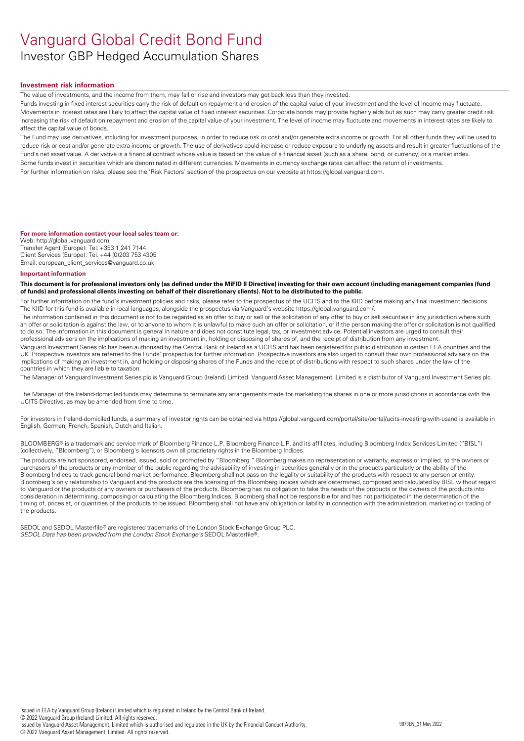# Vanguard Global Credit Bond Fund

## Investor GBP Hedged Accumulation Shares

### Investment risk information

The value of investments, and the income from them, may fall or rise and investors may get back less than they invested.

Funds investing in fixed interest securities carry the risk of default on repayment and erosion of the capital value of your investment and the level of income may fluctuate. Movements in interest rates are likely to affect the capital value of fixed interest securities. Corporate bonds may provide higher yields but as such may carry greater credit risk increasing the risk of default on repayment and erosion of the capital value of your investment. The level of income may fluctuate and movements in interest rates are likely to affect the capital value of bonds.

The Fund may use derivatives, including for investment purposes, in order to reduce risk or cost and/or generate extra income or growth. For all other funds they will be used to reduce risk or cost and/or generate extra income or growth. The use of derivatives could increase or reduce exposure to underlying assets and result in greater fluctuations of the Fund's net asset value. A derivative is a financial contract whose value is based on the value of a financial asset (such as a share, bond, or currency) or a market index.

Some funds invest in securities which are denominated in different currencies. Movements in currency exchange rates can affect the return of investments.

For further information on risks, please see the 'Risk Factors' section of the prospectus on our website at https://global.vanguard.com.

**For more information contact your local sales team or:**

Web: http://global.vanguard.com
Transfer Agent (Europe): Tel. +353 1 241 7144
Client Services (Europe): Tel. +44 (0)203 753 4305
Email: european_client_services@vanguard.co.uk

### Important information

**This document is for professional investors only (as defined under the MiFID II Directive) investing for their own account (including management companies (fund of funds) and professional clients investing on behalf of their discretionary clients). Not to be distributed to the public.**

For further information on the fund's investment policies and risks, please refer to the prospectus of the UCITS and to the KIID before making any final investment decisions. The KIID for this fund is available in local languages, alongside the prospectus via Vanguard's website https://global.vanguard.com/.

The information contained in this document is not to be regarded as an offer to buy or sell or the solicitation of any offer to buy or sell securities in any jurisdiction where such an offer or solicitation is against the law, or to anyone to whom it is unlawful to make such an offer or solicitation, or if the person making the offer or solicitation is not qualified to do so. The information in this document is general in nature and does not constitute legal, tax, or investment advice. Potential investors are urged to consult their professional advisers on the implications of making an investment in, holding or disposing of shares of, and the receipt of distribution from any investment.

Vanguard Investment Series plc has been authorised by the Central Bank of Ireland as a UCITS and has been registered for public distribution in certain EEA countries and the UK. Prospective investors are referred to the Funds' prospectus for further information. Prospective investors are also urged to consult their own professional advisers on the implications of making an investment in, and holding or disposing shares of the Funds and the receipt of distributions with respect to such shares under the law of the countries in which they are liable to taxation.

The Manager of Vanguard Investment Series plc is Vanguard Group (Ireland) Limited. Vanguard Asset Management, Limited is a distributor of Vanguard Investment Series plc.

The Manager of the Ireland-domiciled funds may determine to terminate any arrangements made for marketing the shares in one or more jurisdictions in accordance with the UCITS Directive, as may be amended from time to time.

For investors in Ireland-domiciled funds, a summary of investor rights can be obtained via https://global.vanguard.com/portal/site/portal/ucits-investing-with-usand is available in English, German, French, Spanish, Dutch and Italian.

BLOOMBERG® is a trademark and service mark of Bloomberg Finance L.P. Bloomberg Finance L.P. and its affiliates, including Bloomberg Index Services Limited ("BISL") (collectively, "Bloomberg"), or Bloomberg's licensors own all proprietary rights in the Bloomberg Indices.

The products are not sponsored, endorsed, issued, sold or promoted by "Bloomberg." Bloomberg makes no representation or warranty, express or implied, to the owners or purchasers of the products or any member of the public regarding the advisability of investing in securities generally or in the products particularly or the ability of the Bloomberg Indices to track general bond market performance. Bloomberg shall not pass on the legality or suitability of the products with respect to any person or entity. Bloomberg's only relationship to Vanguard and the products are the licensing of the Bloomberg Indices which are determined, composed and calculated by BISL without regard to Vanguard or the products or any owners or purchasers of the products. Bloomberg has no obligation to take the needs of the products or the owners of the products into consideration in determining, composing or calculating the Bloomberg Indices. Bloomberg shall not be responsible for and has not participated in the determination of the timing of, prices at, or quantities of the products to be issued. Bloomberg shall not have any obligation or liability in connection with the administration, marketing or trading of the products.

SEDOL and SEDOL Masterfile® are registered trademarks of the London Stock Exchange Group PLC.
*SEDOL Data has been provided from the London Stock Exchange's* SEDOL Masterfile®.

Issued in EEA by Vanguard Group (Ireland) Limited which is regulated in Ireland by the Central Bank of Ireland.
© 2022 Vanguard Group (Ireland) Limited. All rights reserved.
Issued by Vanguard Asset Management, Limited which is authorised and regulated in the UK by the Financial Conduct Authority.
© 2022 Vanguard Asset Management, Limited. All rights reserved.

9873EN_31 May 2022